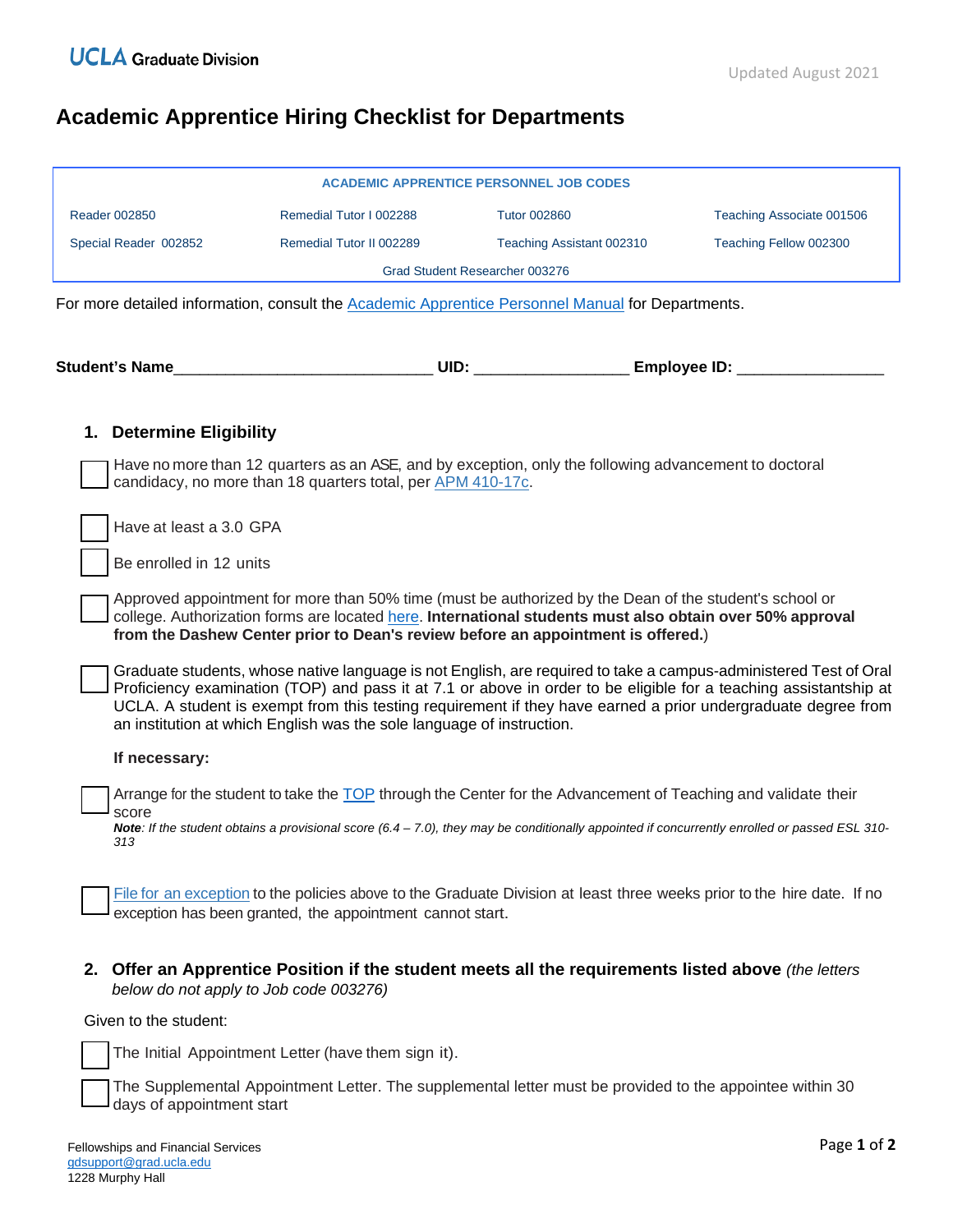UCLA Graduate Division

Updated August 2021

# Academic Apprentice Hiring Checklist for Departments

| ACADEMIC APPRENTICE PERSONNEL JOB CODES | | | |
|---|---|---|---|
| Reader 002850 | Remedial Tutor I 002288 | Tutor 002860 | Teaching Associate 001506 |
| Special Reader 002852 | Remedial Tutor II 002289 | Teaching Assistant 002310 | Teaching Fellow 002300 |
| Grad Student Researcher 003276 | | | |

For more detailed information, consult the Academic Apprentice Personnel Manual for Departments.

**Student's Name**______________________________ **UID:** __________________ **Employee ID:** _________________

## 1. Determine Eligibility

- [ ] Have no more than 12 quarters as an ASE, and by exception, only the following advancement to doctoral candidacy, no more than 18 quarters total, per APM 410-17c.
- [ ] Have at least a 3.0 GPA
- [ ] Be enrolled in 12 units
- [ ] Approved appointment for more than 50% time (must be authorized by the Dean of the student's school or college. Authorization forms are located here. **International students must also obtain over 50% approval from the Dashew Center prior to Dean's review before an appointment is offered.**)
- [ ] Graduate students, whose native language is not English, are required to take a campus-administered Test of Oral Proficiency examination (TOP) and pass it at 7.1 or above in order to be eligible for a teaching assistantship at UCLA. A student is exempt from this testing requirement if they have earned a prior undergraduate degree from an institution at which English was the sole language of instruction.

**If necessary:**

- [ ] Arrange for the student to take the TOP through the Center for the Advancement of Teaching and validate their score
  ***Note****: If the student obtains a provisional score (6.4 – 7.0), they may be conditionally appointed if concurrently enrolled or passed ESL 310-313*
- [ ] File for an exception to the policies above to the Graduate Division at least three weeks prior to the hire date. If no exception has been granted, the appointment cannot start.

## 2. Offer an Apprentice Position if the student meets all the requirements listed above *(the letters below do not apply to Job code 003276)*

Given to the student:

- [ ] The Initial Appointment Letter (have them sign it).
- [ ] The Supplemental Appointment Letter. The supplemental letter must be provided to the appointee within 30 days of appointment start

Fellowships and Financial Services
gdsupport@grad.ucla.edu
1228 Murphy Hall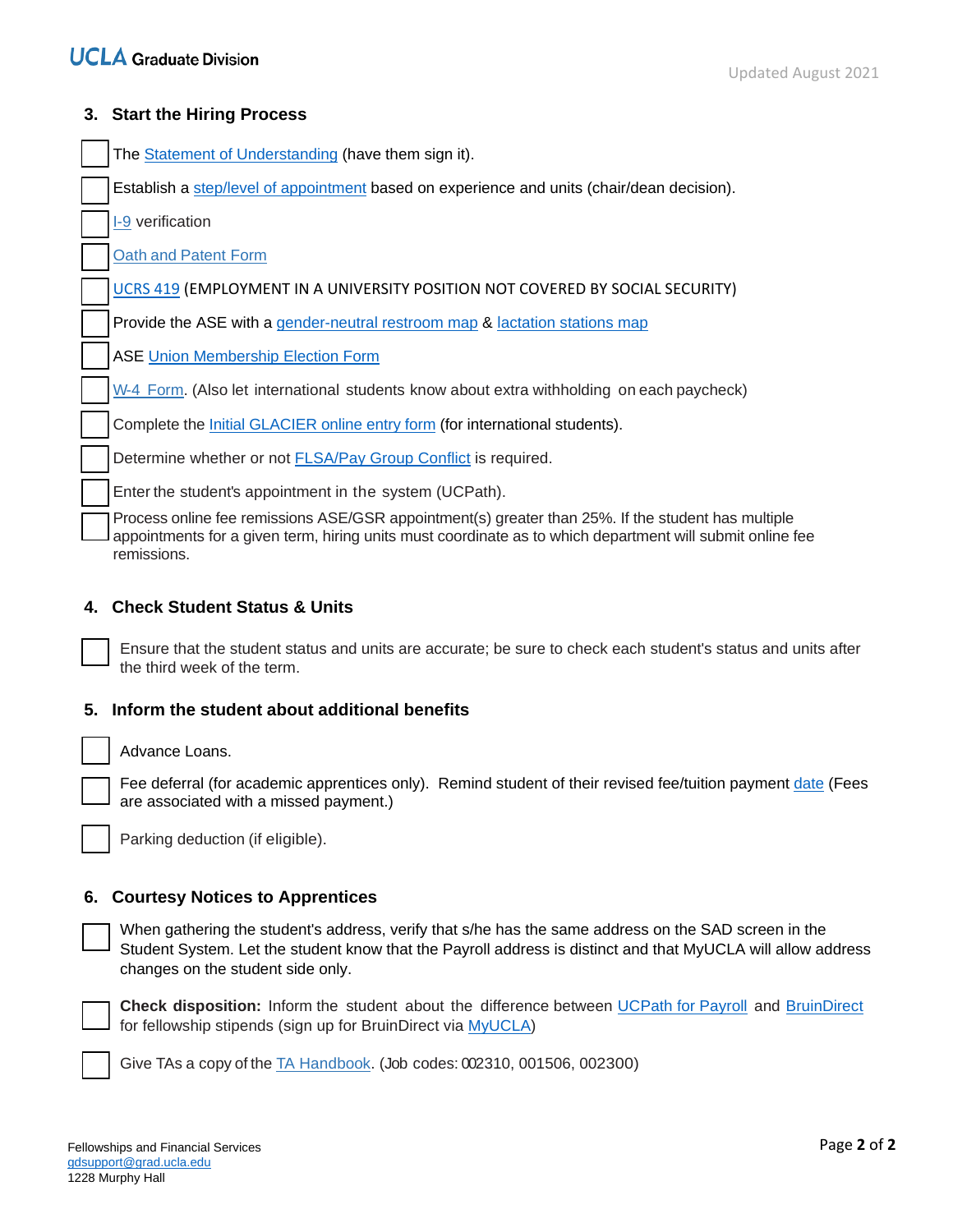## 3. Start the Hiring Process

- [ ] The Statement of Understanding (have them sign it).
- [ ] Establish a step/level of appointment based on experience and units (chair/dean decision).
- [ ] I-9 verification
- [ ] Oath and Patent Form
- [ ] UCRS 419 (EMPLOYMENT IN A UNIVERSITY POSITION NOT COVERED BY SOCIAL SECURITY)
- [ ] Provide the ASE with a gender-neutral restroom map & lactation stations map
- [ ] ASE Union Membership Election Form
- [ ] W-4 Form. (Also let international students know about extra withholding on each paycheck)
- [ ] Complete the Initial GLACIER online entry form (for international students).
- [ ] Determine whether or not FLSA/Pay Group Conflict is required.
- [ ] Enter the student's appointment in the system (UCPath).
- [ ] Process online fee remissions ASE/GSR appointment(s) greater than 25%. If the student has multiple appointments for a given term, hiring units must coordinate as to which department will submit online fee remissions.

## 4. Check Student Status & Units

- [ ] Ensure that the student status and units are accurate; be sure to check each student's status and units after the third week of the term.

## 5. Inform the student about additional benefits

- [ ] Advance Loans.
- [ ] Fee deferral (for academic apprentices only). Remind student of their revised fee/tuition payment date (Fees are associated with a missed payment.)
- [ ] Parking deduction (if eligible).

## 6. Courtesy Notices to Apprentices

- [ ] When gathering the student's address, verify that s/he has the same address on the SAD screen in the Student System. Let the student know that the Payroll address is distinct and that MyUCLA will allow address changes on the student side only.
- [ ] **Check disposition:** Inform the student about the difference between UCPath for Payroll and BruinDirect for fellowship stipends (sign up for BruinDirect via MyUCLA)
- [ ] Give TAs a copy of the TA Handbook. (Job codes: 002310, 001506, 002300)

Fellowships and Financial Services
gdsupport@grad.ucla.edu
1228 Murphy Hall